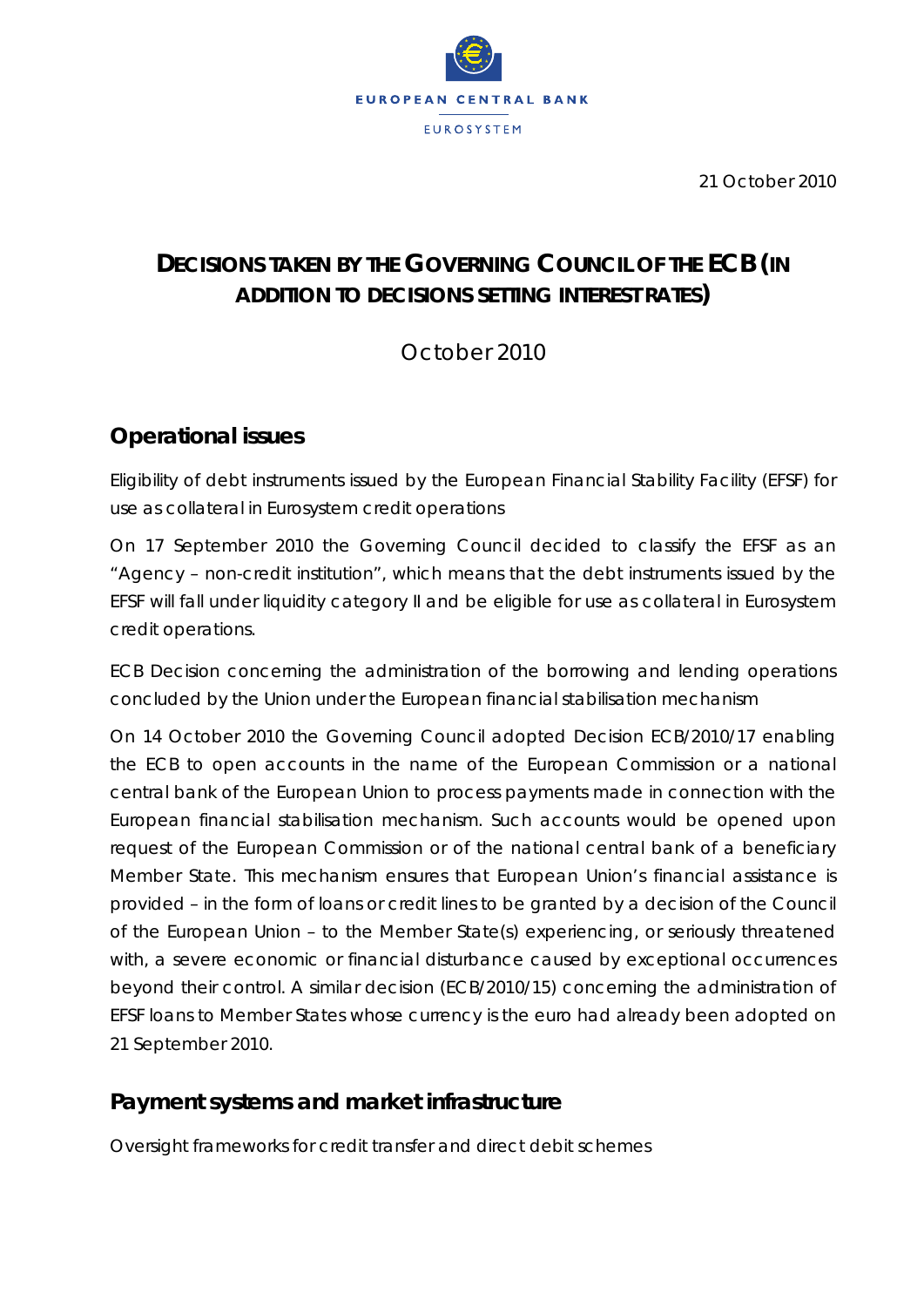EUROPEAN CENTRAL BANK

EUROSYSTEM

21 October 2010

# DECISIONS TAKEN BY THE GOVERNING COUNCIL OF THE ECB (IN ADDITION TO DECISIONS SETTING INTEREST RATES)

October 2010

## Operational issues

*Eligibility of debt instruments issued by the European Financial Stability Facility (EFSF) for use as collateral in Eurosystem credit operations*

On 17 September 2010 the Governing Council decided to classify the EFSF as an "Agency – non-credit institution", which means that the debt instruments issued by the EFSF will fall under liquidity category II and be eligible for use as collateral in Eurosystem credit operations.

*ECB Decision concerning the administration of the borrowing and lending operations concluded by the Union under the European financial stabilisation mechanism*

On 14 October 2010 the Governing Council adopted Decision ECB/2010/17 enabling the ECB to open accounts in the name of the European Commission or a national central bank of the European Union to process payments made in connection with the European financial stabilisation mechanism. Such accounts would be opened upon request of the European Commission or of the national central bank of a beneficiary Member State. This mechanism ensures that European Union's financial assistance is provided – in the form of loans or credit lines to be granted by a decision of the Council of the European Union – to the Member State(s) experiencing, or seriously threatened with, a severe economic or financial disturbance caused by exceptional occurrences beyond their control. A similar decision (ECB/2010/15) concerning the administration of EFSF loans to Member States whose currency is the euro had already been adopted on 21 September 2010.

## Payment systems and market infrastructure

*Oversight frameworks for credit transfer and direct debit schemes*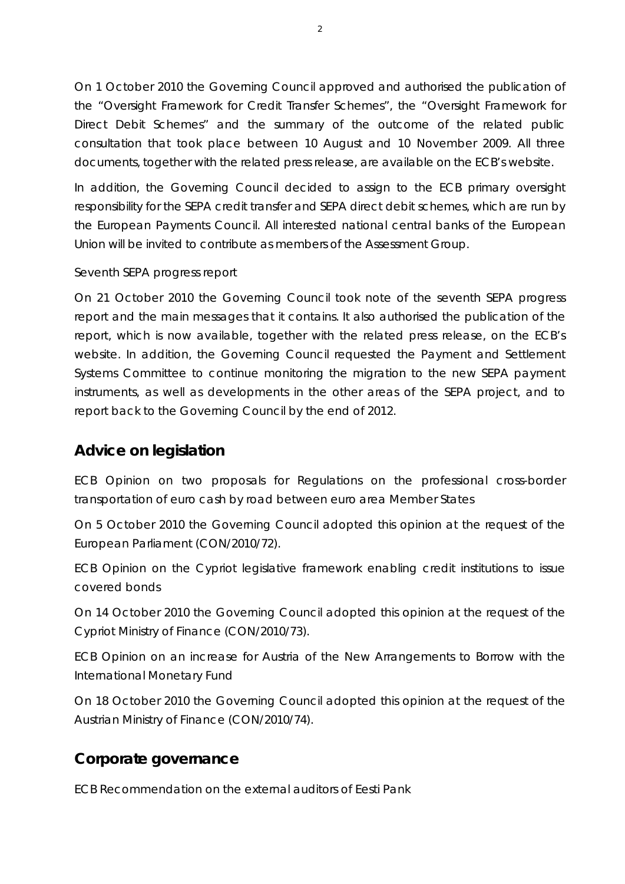On 1 October 2010 the Governing Council approved and authorised the publication of the "Oversight Framework for Credit Transfer Schemes", the "Oversight Framework for Direct Debit Schemes" and the summary of the outcome of the related public consultation that took place between 10 August and 10 November 2009. All three documents, together with the related press release, are available on the ECB's website.

In addition, the Governing Council decided to assign to the ECB primary oversight responsibility for the SEPA credit transfer and SEPA direct debit schemes, which are run by the European Payments Council. All interested national central banks of the European Union will be invited to contribute as members of the Assessment Group.

*Seventh SEPA progress report*

On 21 October 2010 the Governing Council took note of the seventh SEPA progress report and the main messages that it contains. It also authorised the publication of the report, which is now available, together with the related press release, on the ECB's website. In addition, the Governing Council requested the Payment and Settlement Systems Committee to continue monitoring the migration to the new SEPA payment instruments, as well as developments in the other areas of the SEPA project, and to report back to the Governing Council by the end of 2012.

## Advice on legislation

*ECB Opinion on two proposals for Regulations on the professional cross-border transportation of euro cash by road between euro area Member States*

On 5 October 2010 the Governing Council adopted this opinion at the request of the European Parliament (CON/2010/72).

*ECB Opinion on the Cypriot legislative framework enabling credit institutions to issue covered bonds*

On 14 October 2010 the Governing Council adopted this opinion at the request of the Cypriot Ministry of Finance (CON/2010/73).

*ECB Opinion on an increase for Austria of the New Arrangements to Borrow with the International Monetary Fund*

On 18 October 2010 the Governing Council adopted this opinion at the request of the Austrian Ministry of Finance (CON/2010/74).

## Corporate governance

*ECB Recommendation on the external auditors of Eesti Pank*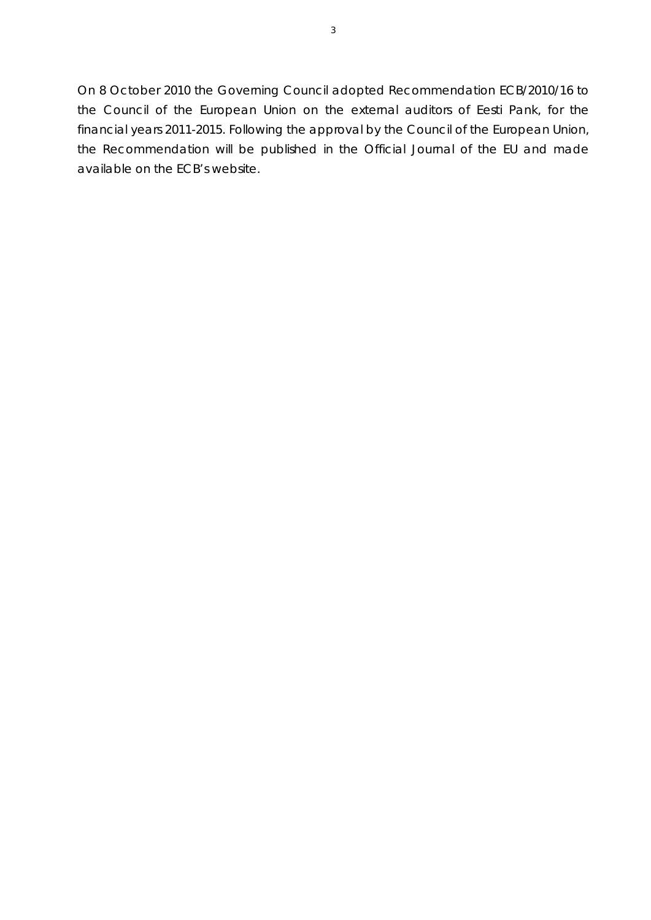On 8 October 2010 the Governing Council adopted Recommendation ECB/2010/16 to the Council of the European Union on the external auditors of Eesti Pank, for the financial years 2011-2015. Following the approval by the Council of the European Union, the Recommendation will be published in the Official Journal of the EU and made available on the ECB's website.